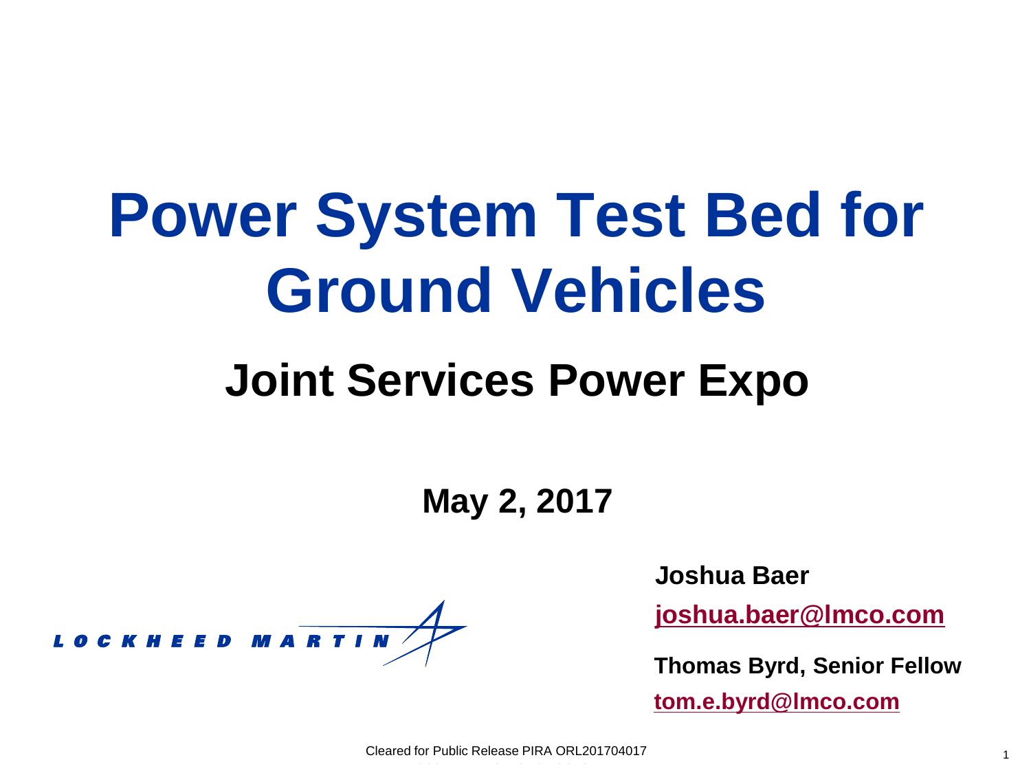# Power System Test Bed for Ground Vehicles

## Joint Services Power Expo

**May 2, 2017**

LOCKHEED MARTIN

**Joshua Baer**

**joshua.baer@lmco.com**

**Thomas Byrd, Senior Fellow**

**tom.e.byrd@lmco.com**

Cleared for Public Release PIRA ORL201704017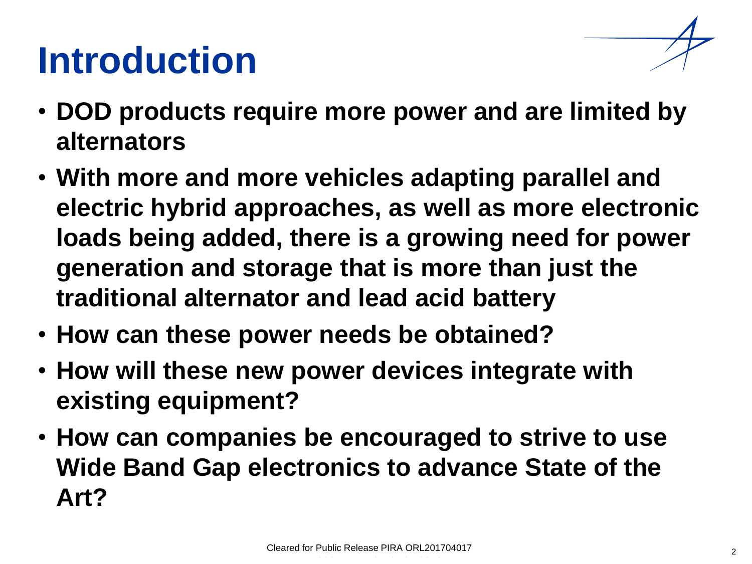# Introduction

- **DOD products require more power and are limited by alternators**
- **With more and more vehicles adapting parallel and electric hybrid approaches, as well as more electronic loads being added, there is a growing need for power generation and storage that is more than just the traditional alternator and lead acid battery**
- **How can these power needs be obtained?**
- **How will these new power devices integrate with existing equipment?**
- **How can companies be encouraged to strive to use Wide Band Gap electronics to advance State of the Art?**

Cleared for Public Release PIRA ORL201704017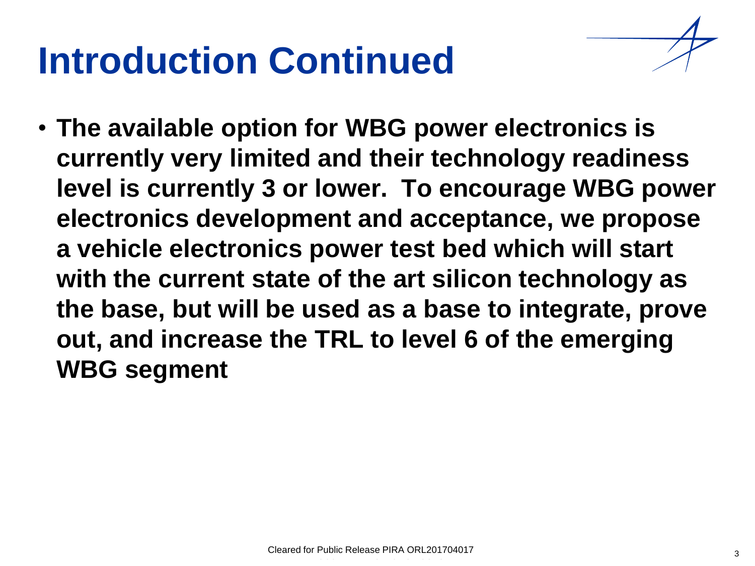# Introduction Continued

- **The available option for WBG power electronics is currently very limited and their technology readiness level is currently 3 or lower. To encourage WBG power electronics development and acceptance, we propose a vehicle electronics power test bed which will start with the current state of the art silicon technology as the base, but will be used as a base to integrate, prove out, and increase the TRL to level 6 of the emerging WBG segment**

Cleared for Public Release PIRA ORL201704017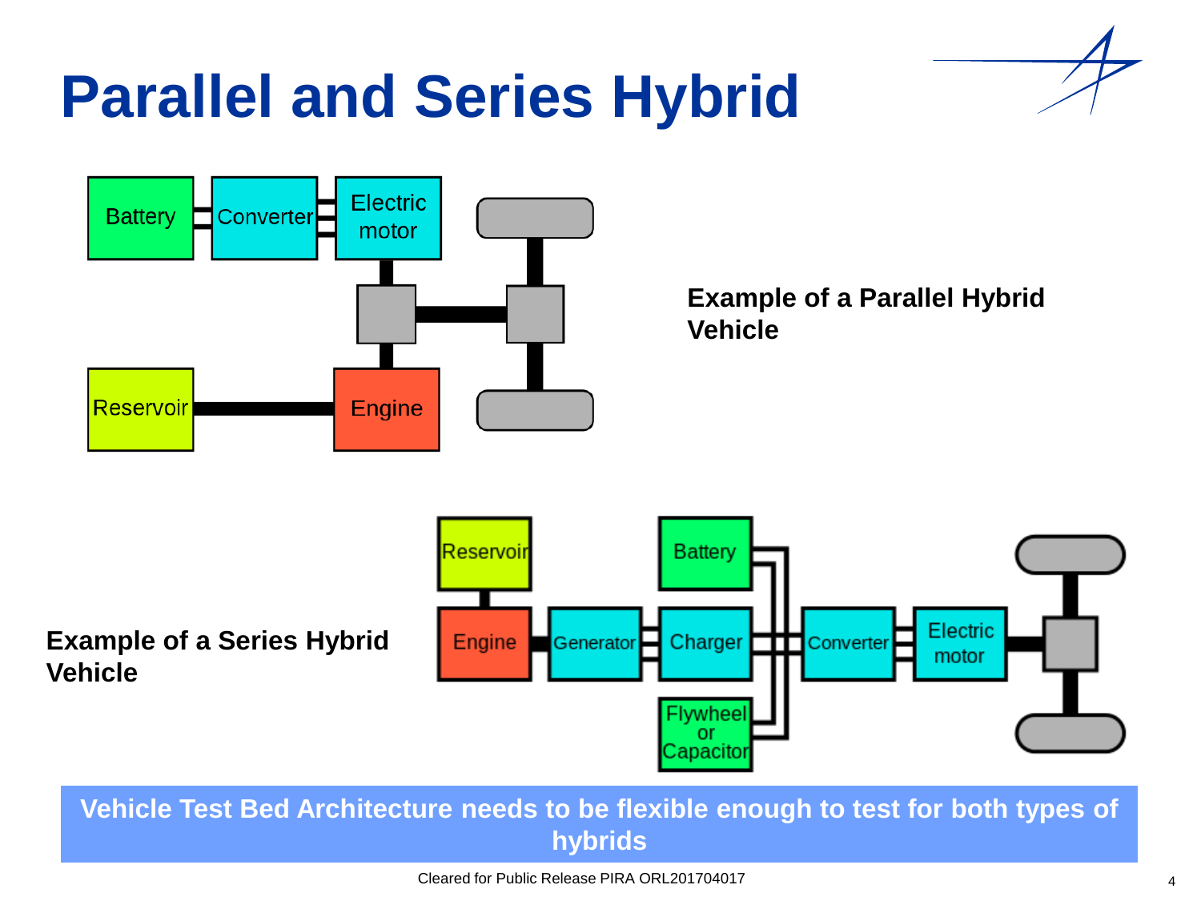# Parallel and Series Hybrid

Battery | Converter | Electric motor | Reservoir | Engine

**Example of a Parallel Hybrid Vehicle**

Reservoir | Engine | Generator | Battery | Charger | Flywheel or Capacitor | Converter | Electric motor

**Example of a Series Hybrid Vehicle**

**Vehicle Test Bed Architecture needs to be flexible enough to test for both types of hybrids**

Cleared for Public Release PIRA ORL201704017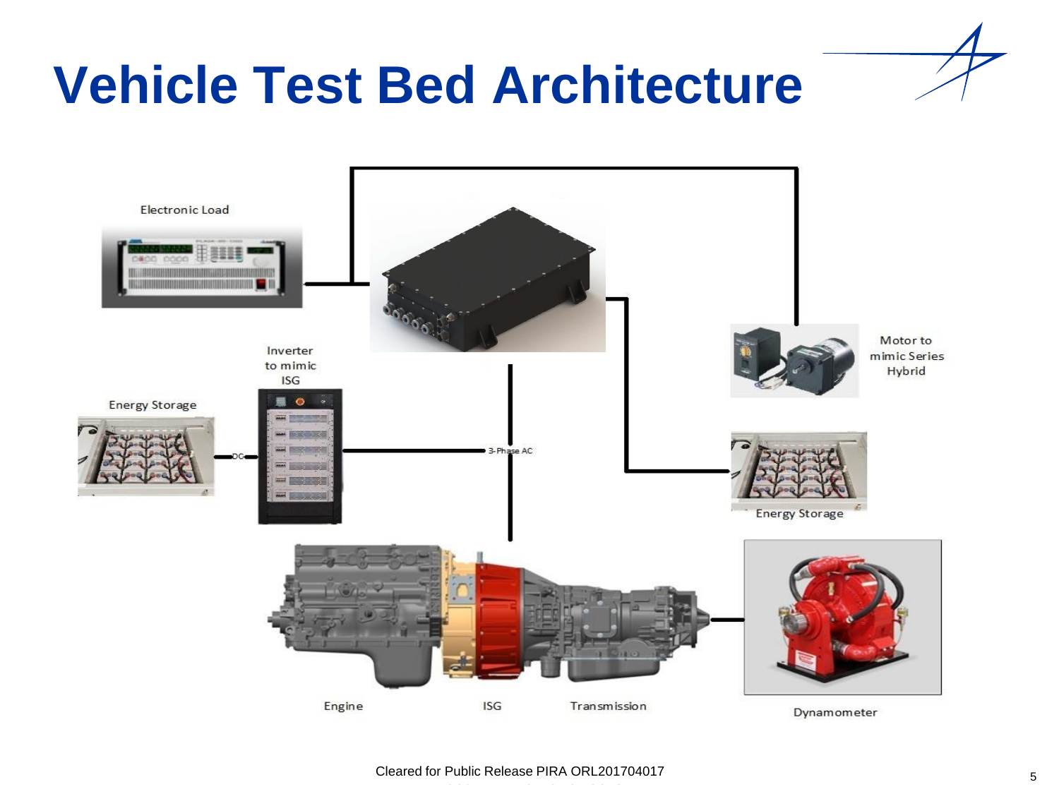# Vehicle Test Bed Architecture

Electronic Load

Inverter to mimic ISG

Energy Storage

DC

3-Phase AC

Motor to mimic Series Hybrid

Energy Storage

Engine

ISG

Transmission

Dynamometer

Cleared for Public Release PIRA ORL201704017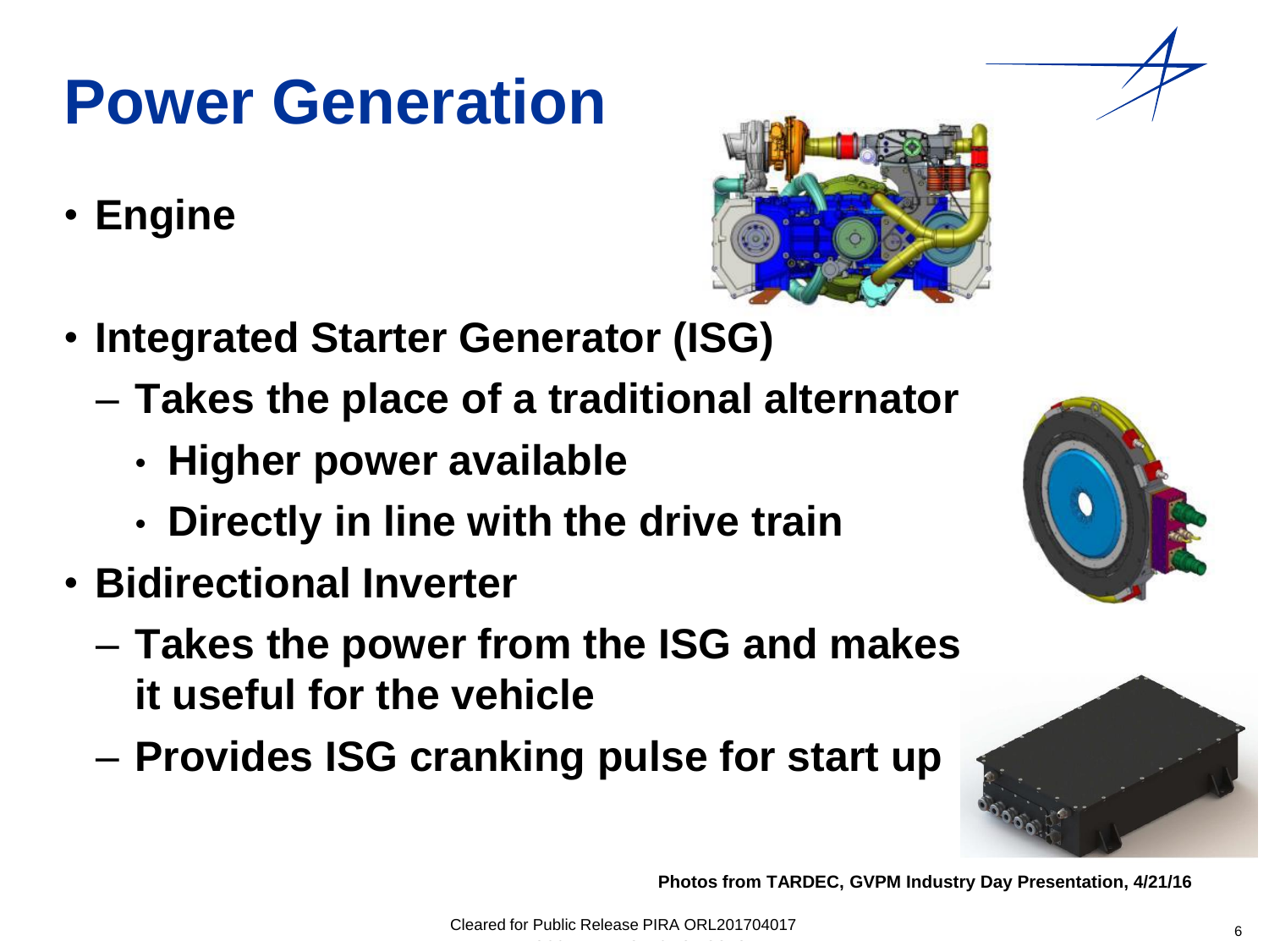# Power Generation

- **Engine**
- **Integrated Starter Generator (ISG)**
  - **Takes the place of a traditional alternator**
    - **Higher power available**
    - **Directly in line with the drive train**
- **Bidirectional Inverter**
  - **Takes the power from the ISG and makes it useful for the vehicle**
  - **Provides ISG cranking pulse for start up**

**Photos from TARDEC, GVPM Industry Day Presentation, 4/21/16**

Cleared for Public Release PIRA ORL201704017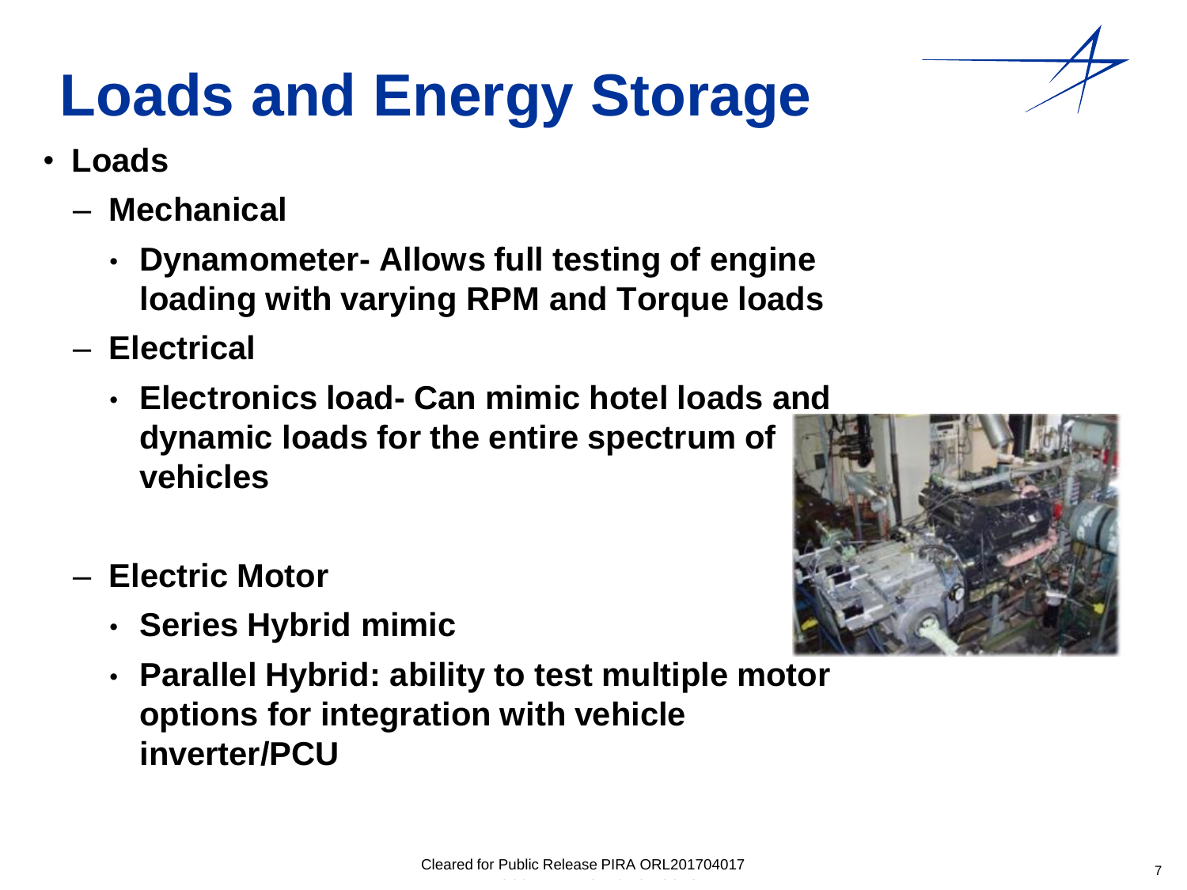# Loads and Energy Storage

- **Loads**
  - **Mechanical**
    - **Dynamometer- Allows full testing of engine loading with varying RPM and Torque loads**
  - **Electrical**
    - **Electronics load- Can mimic hotel loads and dynamic loads for the entire spectrum of vehicles**
  - **Electric Motor**
    - **Series Hybrid mimic**
    - **Parallel Hybrid: ability to test multiple motor options for integration with vehicle inverter/PCU**

Cleared for Public Release PIRA ORL201704017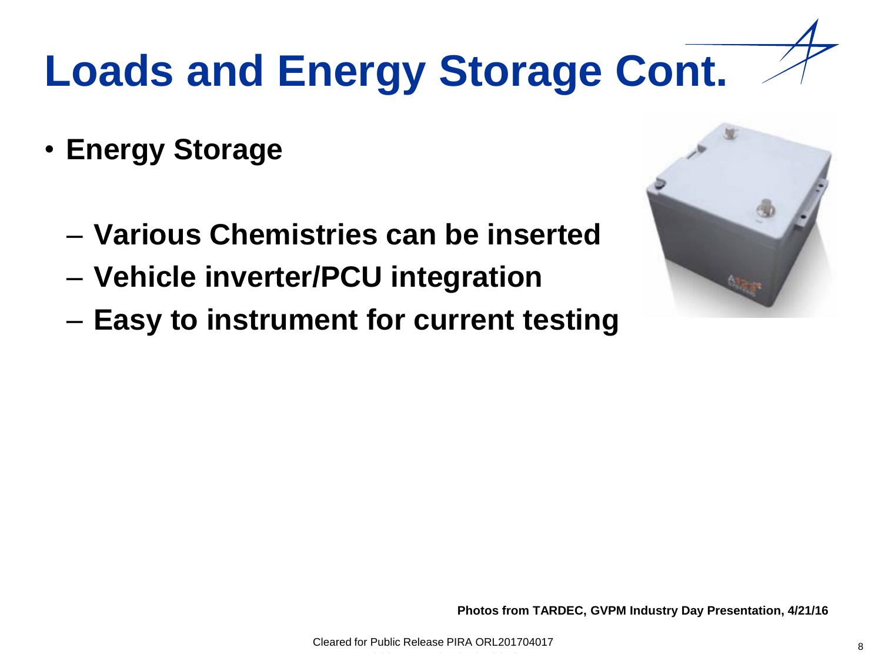# Loads and Energy Storage Cont.

- **Energy Storage**
  - **Various Chemistries can be inserted**
  - **Vehicle inverter/PCU integration**
  - **Easy to instrument for current testing**

**Photos from TARDEC, GVPM Industry Day Presentation, 4/21/16**

Cleared for Public Release PIRA ORL201704017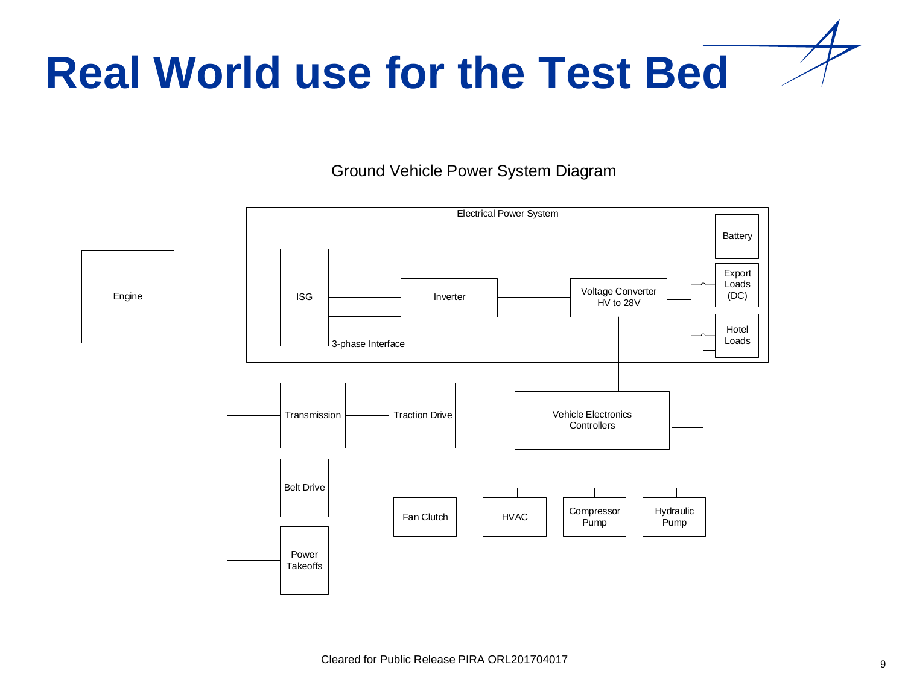# Real World use for the Test Bed

Ground Vehicle Power System Diagram

Electrical Power System

Engine

ISG

3-phase Interface

Inverter

Voltage Converter HV to 28V

Battery

Export Loads (DC)

Hotel Loads

Transmission

Traction Drive

Vehicle Electronics Controllers

Belt Drive

Fan Clutch

HVAC

Compressor Pump

Hydraulic Pump

Power Takeoffs

Cleared for Public Release PIRA ORL201704017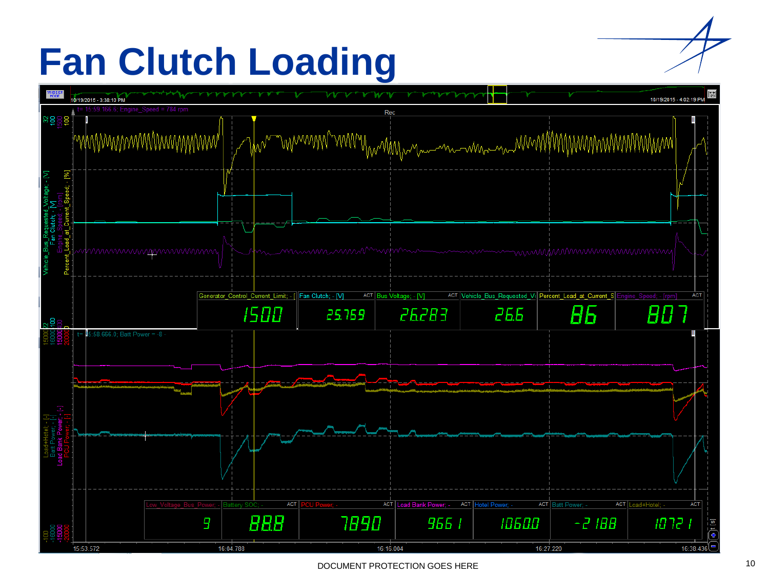# Fan Clutch Loading

DOCUMENT PROTECTION GOES HERE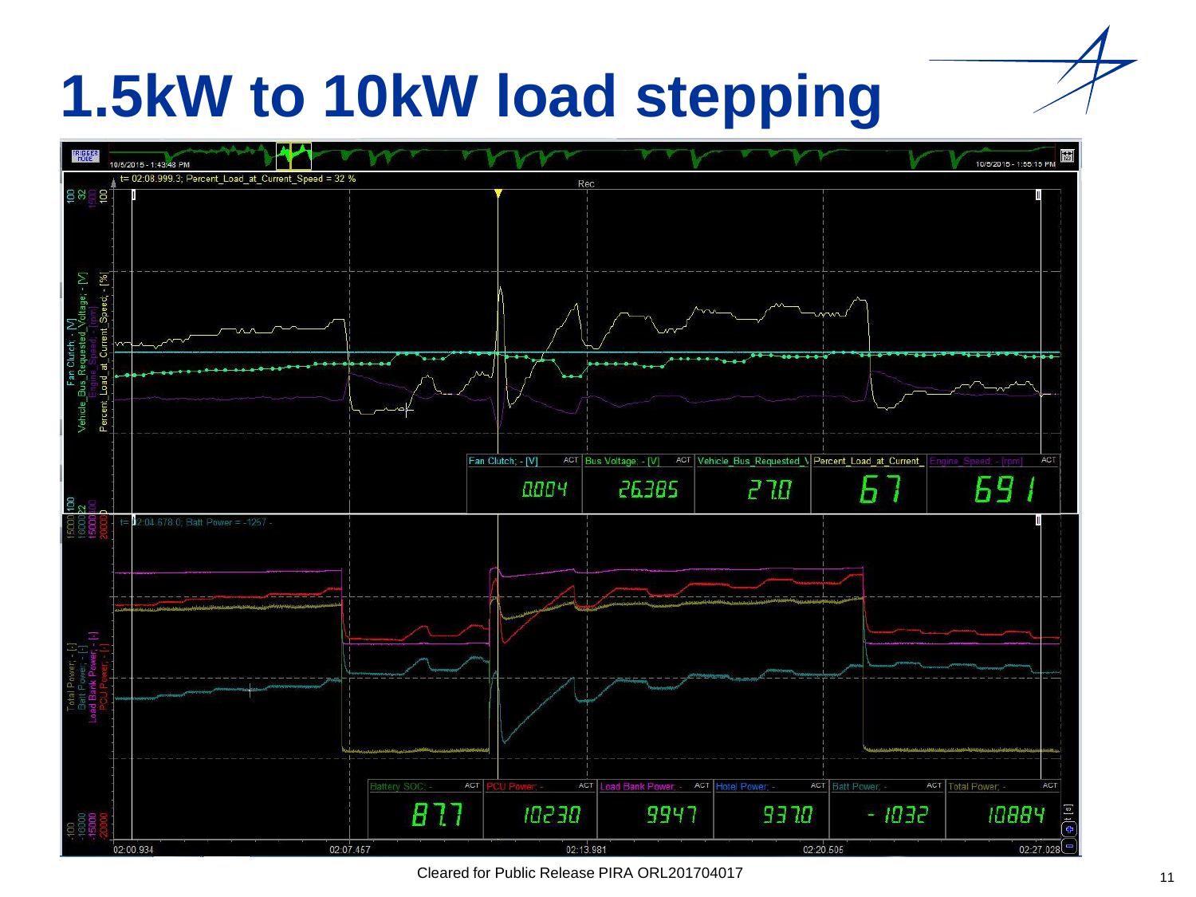# 1.5kW to 10kW load stepping

Cleared for Public Release PIRA ORL201704017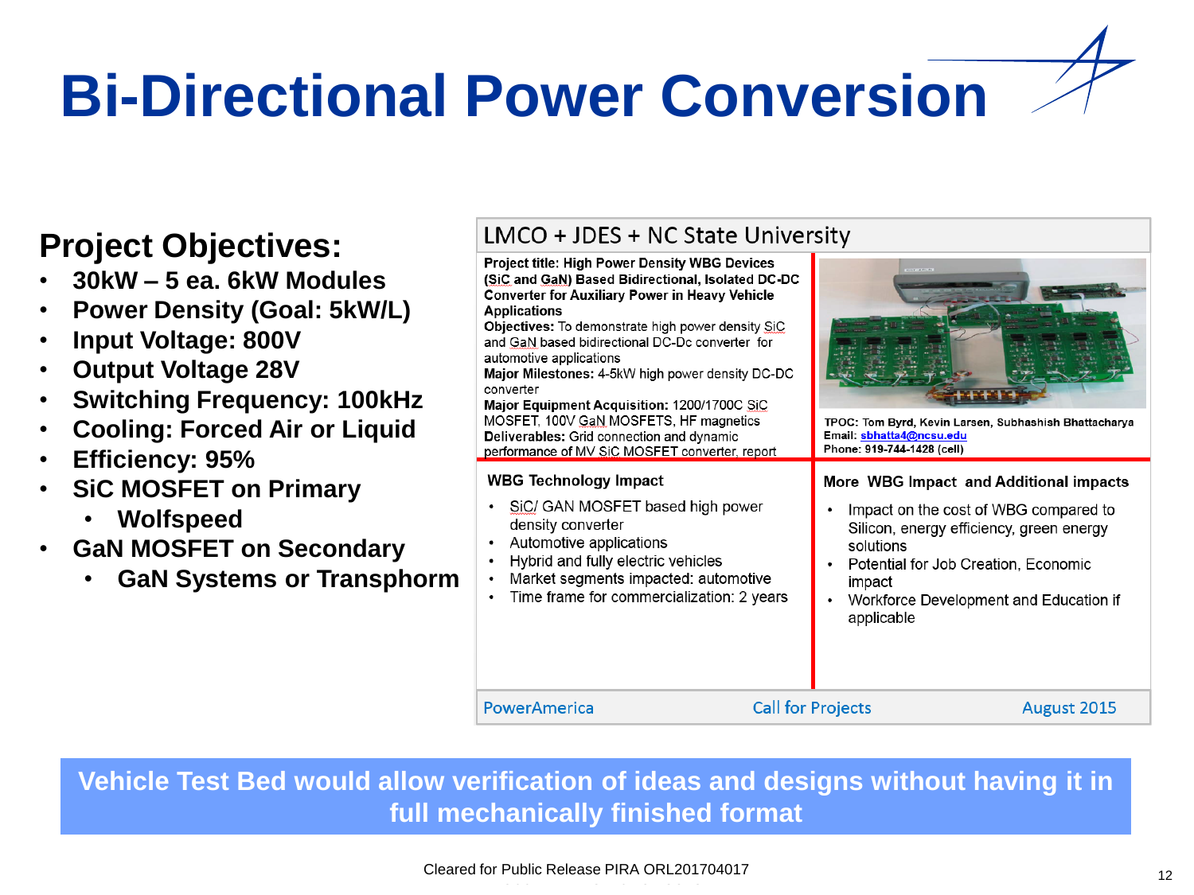# Bi-Directional Power Conversion

## Project Objectives:

- 30kW – 5 ea. 6kW Modules
- Power Density (Goal: 5kW/L)
- Input Voltage: 800V
- Output Voltage 28V
- Switching Frequency: 100kHz
- Cooling: Forced Air or Liquid
- Efficiency: 95%
- SiC MOSFET on Primary
  - Wolfspeed
- GaN MOSFET on Secondary
  - GaN Systems or Transphorm

### LMCO + JDES + NC State University

**Project title: High Power Density WBG Devices (SiC and GaN) Based Bidirectional, Isolated DC-DC Converter for Auxiliary Power in Heavy Vehicle Applications**

**Objectives:** To demonstrate high power density SiC and GaN based bidirectional DC-Dc converter for automotive applications

**Major Milestones:** 4-5kW high power density DC-DC converter

**Major Equipment Acquisition:** 1200/1700C SiC MOSFET, 100V GaN MOSFETS, HF magnetics

**Deliverables:** Grid connection and dynamic performance of MV SiC MOSFET converter, report

TPOC: Tom Byrd, Kevin Larsen, Subhashish Bhattacharya
Email: sbhatta4@ncsu.edu
Phone: 919-744-1428 (cell)

**WBG Technology Impact**

- SiC/ GAN MOSFET based high power density converter
- Automotive applications
- Hybrid and fully electric vehicles
- Market segments impacted: automotive
- Time frame for commercialization: 2 years

**More WBG Impact and Additional impacts**

- Impact on the cost of WBG compared to Silicon, energy efficiency, green energy solutions
- Potential for Job Creation, Economic impact
- Workforce Development and Education if applicable

PowerAmerica | Call for Projects | August 2015

**Vehicle Test Bed would allow verification of ideas and designs without having it in full mechanically finished format**

Cleared for Public Release PIRA ORL201704017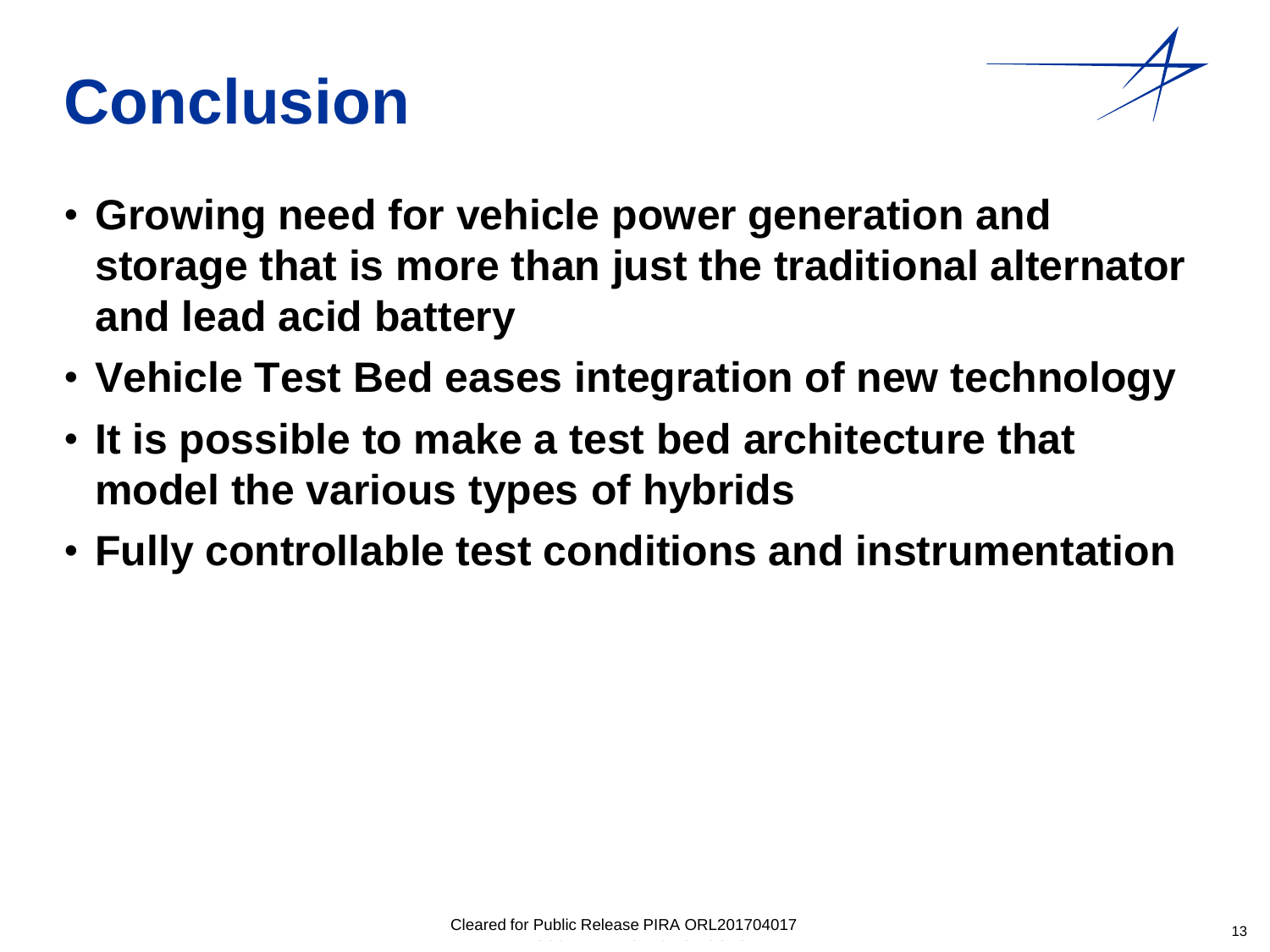# Conclusion

- **Growing need for vehicle power generation and storage that is more than just the traditional alternator and lead acid battery**
- **Vehicle Test Bed eases integration of new technology**
- **It is possible to make a test bed architecture that model the various types of hybrids**
- **Fully controllable test conditions and instrumentation**

Cleared for Public Release PIRA ORL201704017